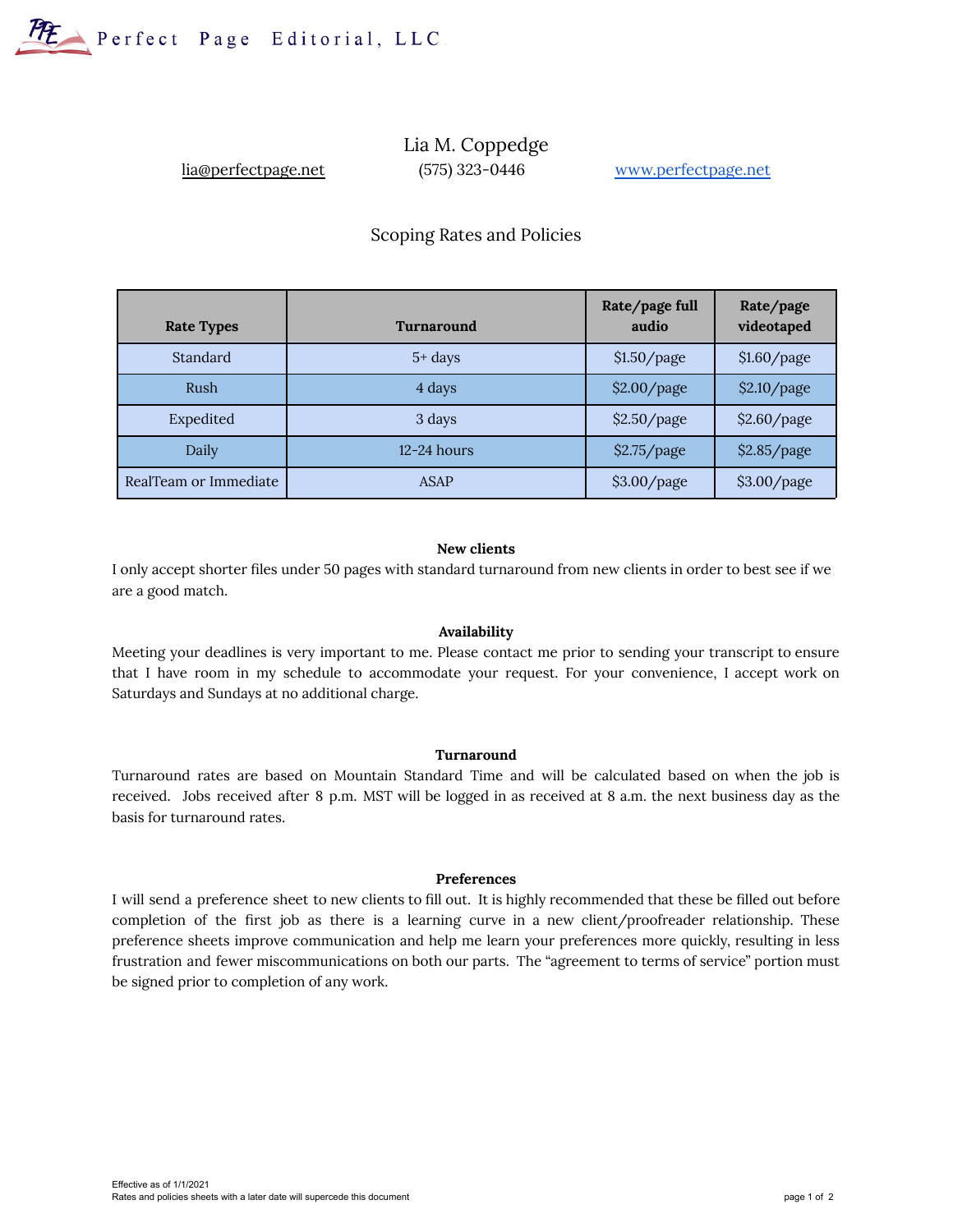Perfect Page Editorial, LLC

# Lia M. Coppedge

lia@perfectpage.net (575) 323-0446 www.perfectpage.net

## Scoping Rates and Policies

| Rate Types | Turnaround | Rate/page full audio | Rate/page videotaped |
|---|---|---|---|
| Standard | 5+ days | $1.50/page | $1.60/page |
| Rush | 4 days | $2.00/page | $2.10/page |
| Expedited | 3 days | $2.50/page | $2.60/page |
| Daily | 12-24 hours | $2.75/page | $2.85/page |
| RealTeam or Immediate | ASAP | $3.00/page | $3.00/page |

**New clients**

I only accept shorter files under 50 pages with standard turnaround from new clients in order to best see if we are a good match.

**Availability**

Meeting your deadlines is very important to me. Please contact me prior to sending your transcript to ensure that I have room in my schedule to accommodate your request. For your convenience, I accept work on Saturdays and Sundays at no additional charge.

**Turnaround**

Turnaround rates are based on Mountain Standard Time and will be calculated based on when the job is received. Jobs received after 8 p.m. MST will be logged in as received at 8 a.m. the next business day as the basis for turnaround rates.

**Preferences**

I will send a preference sheet to new clients to fill out. It is highly recommended that these be filled out before completion of the first job as there is a learning curve in a new client/proofreader relationship. These preference sheets improve communication and help me learn your preferences more quickly, resulting in less frustration and fewer miscommunications on both our parts. The "agreement to terms of service" portion must be signed prior to completion of any work.

Effective as of 1/1/2021
Rates and policies sheets with a later date will supercede this document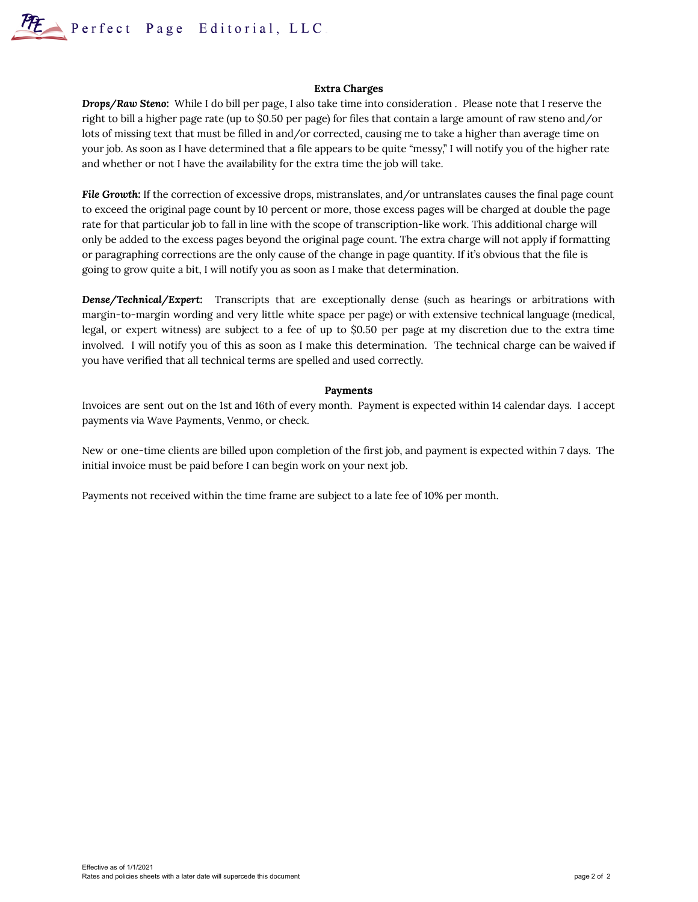## Extra Charges

***Drops/Raw Steno:*** While I do bill per page, I also take time into consideration . Please note that I reserve the right to bill a higher page rate (up to $0.50 per page) for files that contain a large amount of raw steno and/or lots of missing text that must be filled in and/or corrected, causing me to take a higher than average time on your job. As soon as I have determined that a file appears to be quite "messy," I will notify you of the higher rate and whether or not I have the availability for the extra time the job will take.

***File Growth:*** If the correction of excessive drops, mistranslates, and/or untranslates causes the final page count to exceed the original page count by 10 percent or more, those excess pages will be charged at double the page rate for that particular job to fall in line with the scope of transcription-like work. This additional charge will only be added to the excess pages beyond the original page count. The extra charge will not apply if formatting or paragraphing corrections are the only cause of the change in page quantity. If it's obvious that the file is going to grow quite a bit, I will notify you as soon as I make that determination.

***Dense/Technical/Expert:*** Transcripts that are exceptionally dense (such as hearings or arbitrations with margin-to-margin wording and very little white space per page) or with extensive technical language (medical, legal, or expert witness) are subject to a fee of up to $0.50 per page at my discretion due to the extra time involved. I will notify you of this as soon as I make this determination. The technical charge can be waived if you have verified that all technical terms are spelled and used correctly.

## Payments

Invoices are sent out on the 1st and 16th of every month. Payment is expected within 14 calendar days. I accept payments via Wave Payments, Venmo, or check.

New or one-time clients are billed upon completion of the first job, and payment is expected within 7 days. The initial invoice must be paid before I can begin work on your next job.

Payments not received within the time frame are subject to a late fee of 10% per month.

Effective as of 1/1/2021
Rates and policies sheets with a later date will supercede this document